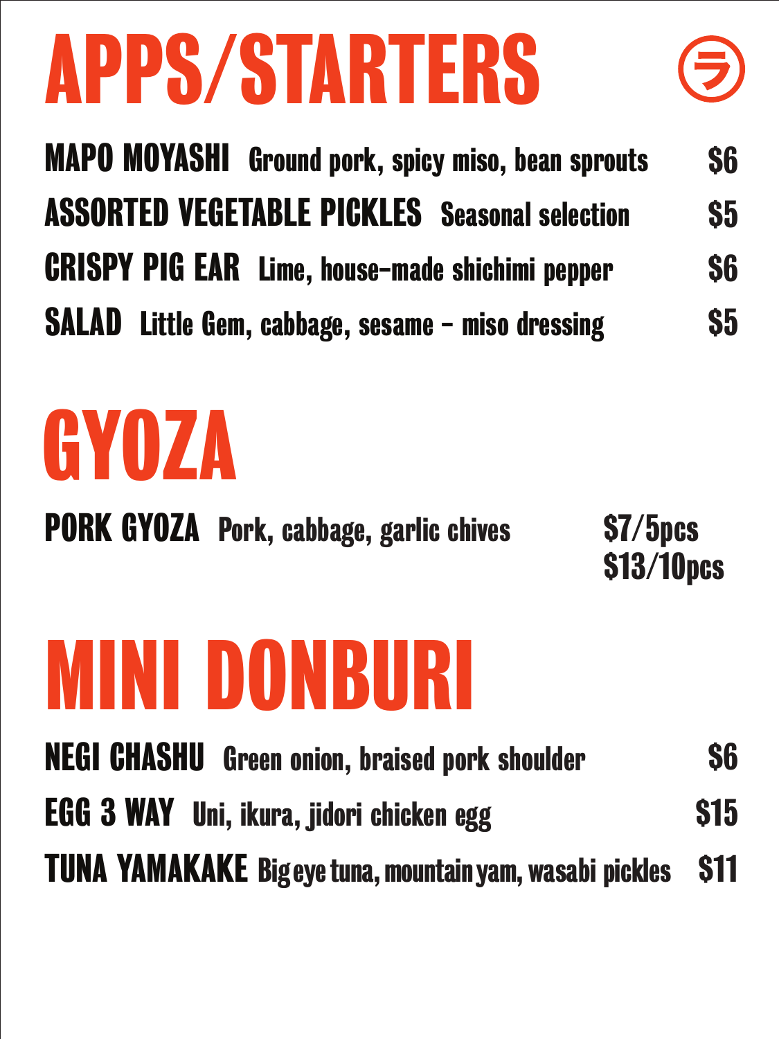# APPS/STARTERS

**MAPO MOYASHI** Ground pork, spicy miso, bean sprouts $6

**ASSORTED VEGETABLE PICKLES** Seasonal selection $5

**CRISPY PIG EAR** Lime, house-made shichimi pepper $6

**SALAD** Little Gem, cabbage, sesame - miso dressing $5

# GYOZA

**PORK GYOZA** Pork, cabbage, garlic chives $7/5pcs
$13/10pcs

# MINI DONBURI

**NEGI CHASHU** Green onion, braised pork shoulder $6

**EGG 3 WAY** Uni, ikura, jidori chicken egg $15

**TUNA YAMAKAKE** Bigeye tuna, mountain yam, wasabi pickles $11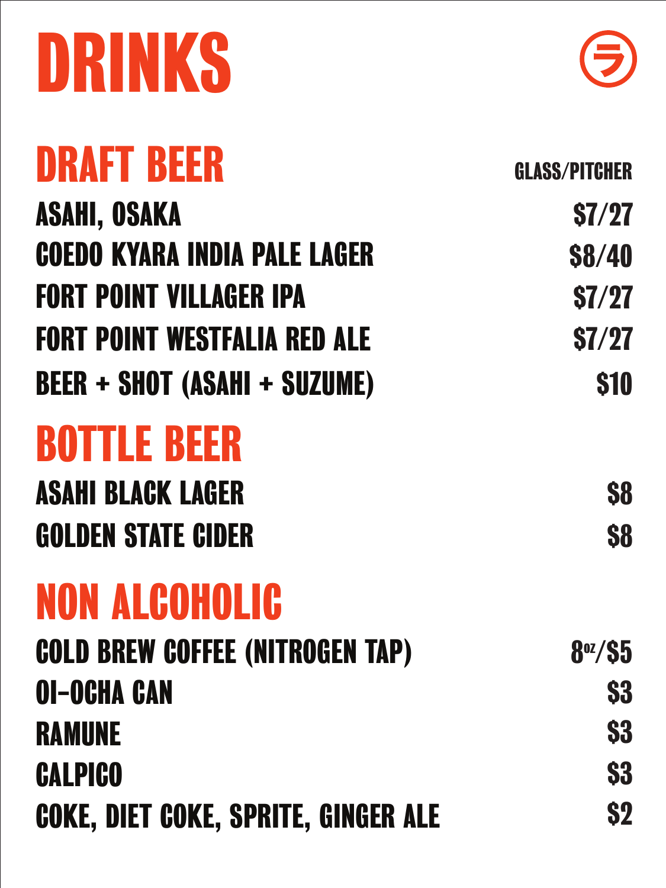# DRINKS

## DRAFT BEER

| | GLASS/PITCHER |
|---|---|
| ASAHI, OSAKA | $7/27 |
| COEDO KYARA INDIA PALE LAGER | $8/40 |
| FORT POINT VILLAGER IPA | $7/27 |
| FORT POINT WESTFALIA RED ALE | $7/27 |
| BEER + SHOT (ASAHI + SUZUME) | $10 |

## BOTTLE BEER

| | |
|---|---|
| ASAHI BLACK LAGER | $8 |
| GOLDEN STATE CIDER | $8 |

## NON ALCOHOLIC

| | |
|---|---|
| COLD BREW COFFEE (NITROGEN TAP) | 8oz/$5 |
| OI-OCHA CAN | $3 |
| RAMUNE | $3 |
| CALPICO | $3 |
| COKE, DIET COKE, SPRITE, GINGER ALE | $2 |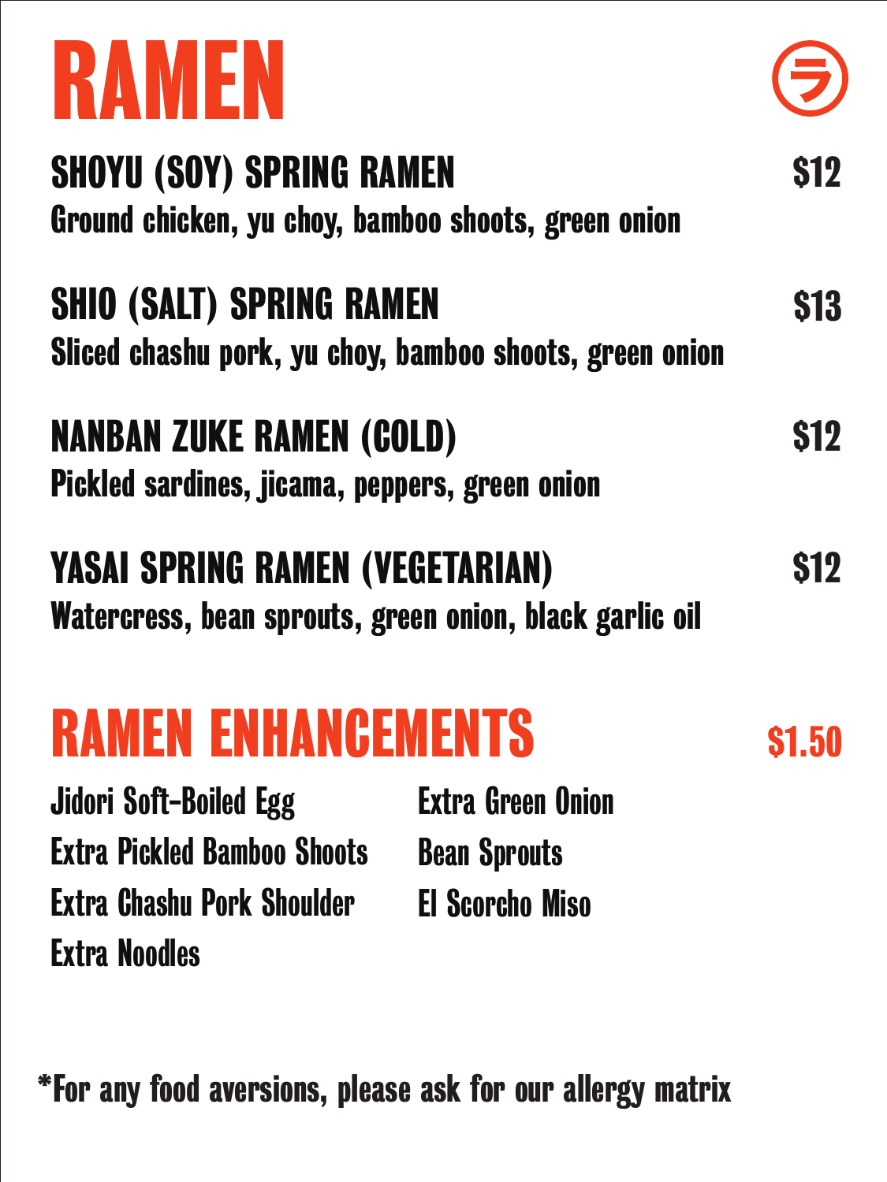# RAMEN

### SHOYU (SOY) SPRING RAMEN — $12

Ground chicken, yu choy, bamboo shoots, green onion

### SHIO (SALT) SPRING RAMEN — $13

Sliced chashu pork, yu choy, bamboo shoots, green onion

### NANBAN ZUKE RAMEN (COLD) — $12

Pickled sardines, jicama, peppers, green onion

### YASAI SPRING RAMEN (VEGETARIAN) — $12

Watercress, bean sprouts, green onion, black garlic oil

## RAMEN ENHANCEMENTS — $1.50

- Jidori Soft-Boiled Egg
- Extra Pickled Bamboo Shoots
- Extra Chashu Pork Shoulder
- Extra Noodles
- Extra Green Onion
- Bean Sprouts
- El Scorcho Miso

*For any food aversions, please ask for our allergy matrix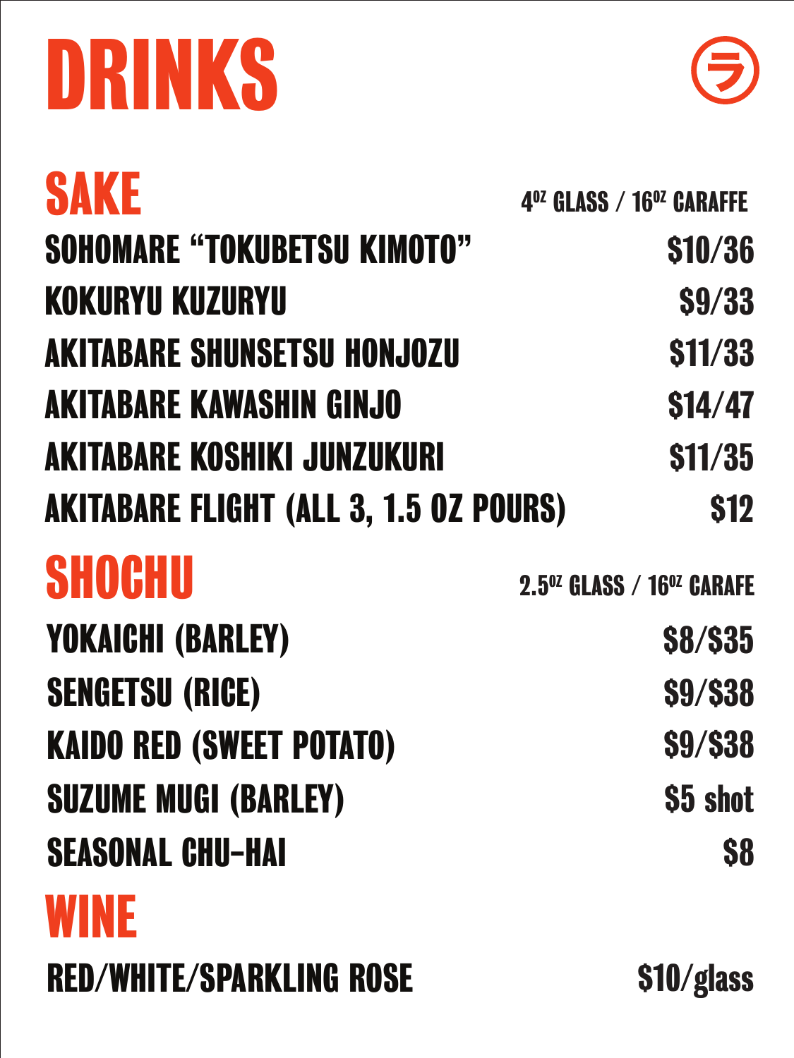# DRINKS

## SAKE

| SAKE | $4^{OZ}$ GLASS / $16^{OZ}$ CARAFFE |
|---|---|
| SOHOMARE “TOKUBETSU KIMOTO” | $10/36 |
| KOKURYU KUZURYU | $9/33 |
| AKITABARE SHUNSETSU HONJOZU | $11/33 |
| AKITABARE KAWASHIN GINJO | $14/47 |
| AKITABARE KOSHIKI JUNZUKURI | $11/35 |
| AKITABARE FLIGHT (ALL 3, 1.5 OZ POURS) | $12 |

## SHOCHU

| SHOCHU | $2.5^{OZ}$ GLASS / $16^{OZ}$ CARAFE |
|---|---|
| YOKAICHI (BARLEY) | $8/$35 |
| SENGETSU (RICE) | $9/$38 |
| KAIDO RED (SWEET POTATO) | $9/$38 |
| SUZUME MUGI (BARLEY) | $5 shot |
| SEASONAL CHU-HAI | $8 |

## WINE

| | |
|---|---|
| RED/WHITE/SPARKLING ROSE | $10/glass |